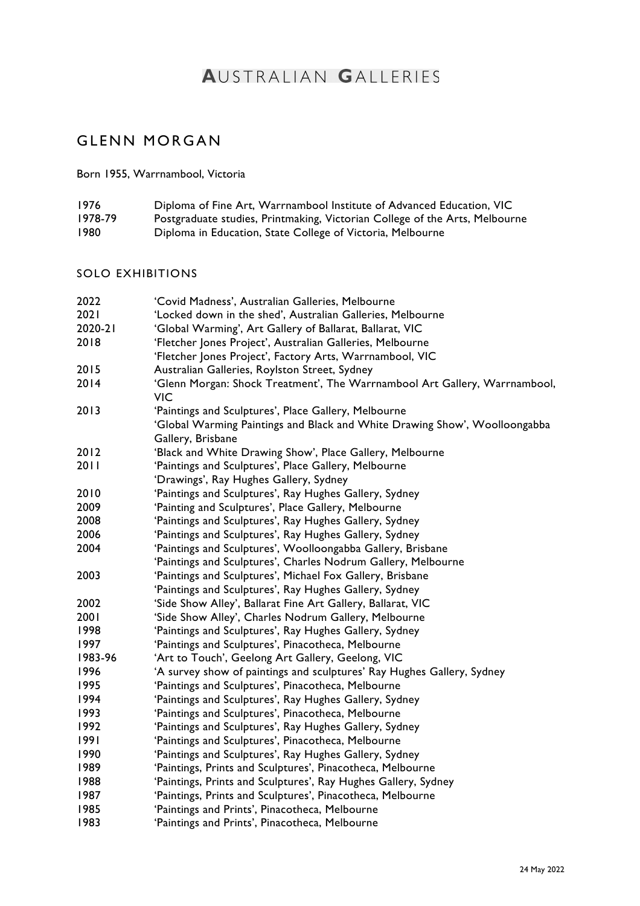# AUSTRALIAN GALLERIES

## GLENN MORGAN

Born 1955, Warrnambool, Victoria

| | |
|---|---|
| 1976 | Diploma of Fine Art, Warrnambool Institute of Advanced Education, VIC |
| 1978-79 | Postgraduate studies, Printmaking, Victorian College of the Arts, Melbourne |
| 1980 | Diploma in Education, State College of Victoria, Melbourne |

### SOLO EXHIBITIONS

| | |
|---|---|
| 2022 | 'Covid Madness', Australian Galleries, Melbourne |
| 2021 | 'Locked down in the shed', Australian Galleries, Melbourne |
| 2020-21 | 'Global Warming', Art Gallery of Ballarat, Ballarat, VIC |
| 2018 | 'Fletcher Jones Project', Australian Galleries, Melbourne |
| | 'Fletcher Jones Project', Factory Arts, Warrnambool, VIC |
| 2015 | Australian Galleries, Roylston Street, Sydney |
| 2014 | 'Glenn Morgan: Shock Treatment', The Warrnambool Art Gallery, Warrnambool, VIC |
| 2013 | 'Paintings and Sculptures', Place Gallery, Melbourne |
| | 'Global Warming Paintings and Black and White Drawing Show', Woolloongabba Gallery, Brisbane |
| 2012 | 'Black and White Drawing Show', Place Gallery, Melbourne |
| 2011 | 'Paintings and Sculptures', Place Gallery, Melbourne |
| | 'Drawings', Ray Hughes Gallery, Sydney |
| 2010 | 'Paintings and Sculptures', Ray Hughes Gallery, Sydney |
| 2009 | 'Painting and Sculptures', Place Gallery, Melbourne |
| 2008 | 'Paintings and Sculptures', Ray Hughes Gallery, Sydney |
| 2006 | 'Paintings and Sculptures', Ray Hughes Gallery, Sydney |
| 2004 | 'Paintings and Sculptures', Woolloongabba Gallery, Brisbane |
| | 'Paintings and Sculptures', Charles Nodrum Gallery, Melbourne |
| 2003 | 'Paintings and Sculptures', Michael Fox Gallery, Brisbane |
| | 'Paintings and Sculptures', Ray Hughes Gallery, Sydney |
| 2002 | 'Side Show Alley', Ballarat Fine Art Gallery, Ballarat, VIC |
| 2001 | 'Side Show Alley', Charles Nodrum Gallery, Melbourne |
| 1998 | 'Paintings and Sculptures', Ray Hughes Gallery, Sydney |
| 1997 | 'Paintings and Sculptures', Pinacotheca, Melbourne |
| 1983-96 | 'Art to Touch', Geelong Art Gallery, Geelong, VIC |
| 1996 | 'A survey show of paintings and sculptures' Ray Hughes Gallery, Sydney |
| 1995 | 'Paintings and Sculptures', Pinacotheca, Melbourne |
| 1994 | 'Paintings and Sculptures', Ray Hughes Gallery, Sydney |
| 1993 | 'Paintings and Sculptures', Pinacotheca, Melbourne |
| 1992 | 'Paintings and Sculptures', Ray Hughes Gallery, Sydney |
| 1991 | 'Paintings and Sculptures', Pinacotheca, Melbourne |
| 1990 | 'Paintings and Sculptures', Ray Hughes Gallery, Sydney |
| 1989 | 'Paintings, Prints and Sculptures', Pinacotheca, Melbourne |
| 1988 | 'Paintings, Prints and Sculptures', Ray Hughes Gallery, Sydney |
| 1987 | 'Paintings, Prints and Sculptures', Pinacotheca, Melbourne |
| 1985 | 'Paintings and Prints', Pinacotheca, Melbourne |
| 1983 | 'Paintings and Prints', Pinacotheca, Melbourne |

24 May 2022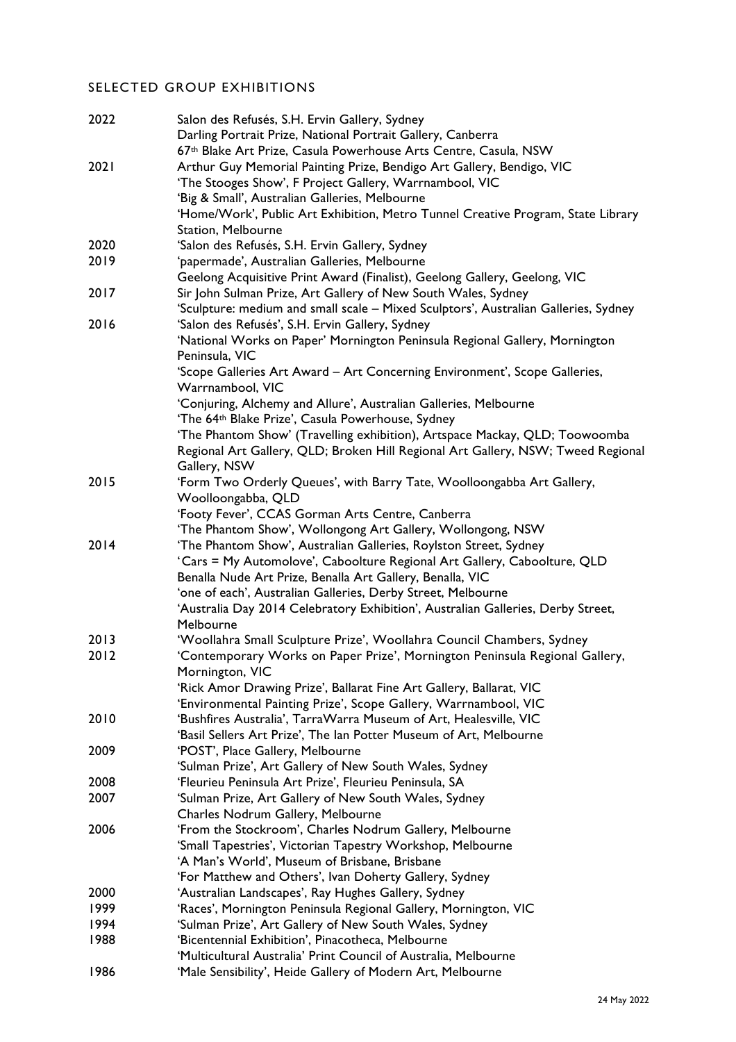## SELECTED GROUP EXHIBITIONS

| | |
|---|---|
| 2022 | Salon des Refusés, S.H. Ervin Gallery, Sydney |
| | Darling Portrait Prize, National Portrait Gallery, Canberra |
| | 67th Blake Art Prize, Casula Powerhouse Arts Centre, Casula, NSW |
| 2021 | Arthur Guy Memorial Painting Prize, Bendigo Art Gallery, Bendigo, VIC |
| | 'The Stooges Show', F Project Gallery, Warrnambool, VIC |
| | 'Big & Small', Australian Galleries, Melbourne |
| | 'Home/Work', Public Art Exhibition, Metro Tunnel Creative Program, State Library Station, Melbourne |
| 2020 | 'Salon des Refusés, S.H. Ervin Gallery, Sydney |
| 2019 | 'papermade', Australian Galleries, Melbourne |
| | Geelong Acquisitive Print Award (Finalist), Geelong Gallery, Geelong, VIC |
| 2017 | Sir John Sulman Prize, Art Gallery of New South Wales, Sydney |
| | 'Sculpture: medium and small scale – Mixed Sculptors', Australian Galleries, Sydney |
| 2016 | 'Salon des Refusés', S.H. Ervin Gallery, Sydney |
| | 'National Works on Paper' Mornington Peninsula Regional Gallery, Mornington Peninsula, VIC |
| | 'Scope Galleries Art Award – Art Concerning Environment', Scope Galleries, Warrnambool, VIC |
| | 'Conjuring, Alchemy and Allure', Australian Galleries, Melbourne |
| | 'The 64th Blake Prize', Casula Powerhouse, Sydney |
| | 'The Phantom Show' (Travelling exhibition), Artspace Mackay, QLD; Toowoomba Regional Art Gallery, QLD; Broken Hill Regional Art Gallery, NSW; Tweed Regional Gallery, NSW |
| 2015 | 'Form Two Orderly Queues', with Barry Tate, Woolloongabba Art Gallery, Woolloongabba, QLD |
| | 'Footy Fever', CCAS Gorman Arts Centre, Canberra |
| | 'The Phantom Show', Wollongong Art Gallery, Wollongong, NSW |
| 2014 | 'The Phantom Show', Australian Galleries, Roylston Street, Sydney |
| | 'Cars = My Automolove', Caboolture Regional Art Gallery, Caboolture, QLD |
| | Benalla Nude Art Prize, Benalla Art Gallery, Benalla, VIC |
| | 'one of each', Australian Galleries, Derby Street, Melbourne |
| | 'Australia Day 2014 Celebratory Exhibition', Australian Galleries, Derby Street, Melbourne |
| 2013 | 'Woollahra Small Sculpture Prize', Woollahra Council Chambers, Sydney |
| 2012 | 'Contemporary Works on Paper Prize', Mornington Peninsula Regional Gallery, Mornington, VIC |
| | 'Rick Amor Drawing Prize', Ballarat Fine Art Gallery, Ballarat, VIC |
| | 'Environmental Painting Prize', Scope Gallery, Warrnambool, VIC |
| 2010 | 'Bushfires Australia', TarraWarra Museum of Art, Healesville, VIC |
| | 'Basil Sellers Art Prize', The Ian Potter Museum of Art, Melbourne |
| 2009 | 'POST', Place Gallery, Melbourne |
| | 'Sulman Prize', Art Gallery of New South Wales, Sydney |
| 2008 | 'Fleurieu Peninsula Art Prize', Fleurieu Peninsula, SA |
| 2007 | 'Sulman Prize, Art Gallery of New South Wales, Sydney |
| | Charles Nodrum Gallery, Melbourne |
| 2006 | 'From the Stockroom', Charles Nodrum Gallery, Melbourne |
| | 'Small Tapestries', Victorian Tapestry Workshop, Melbourne |
| | 'A Man's World', Museum of Brisbane, Brisbane |
| | 'For Matthew and Others', Ivan Doherty Gallery, Sydney |
| 2000 | 'Australian Landscapes', Ray Hughes Gallery, Sydney |
| 1999 | 'Races', Mornington Peninsula Regional Gallery, Mornington, VIC |
| 1994 | 'Sulman Prize', Art Gallery of New South Wales, Sydney |
| 1988 | 'Bicentennial Exhibition', Pinacotheca, Melbourne |
| | 'Multicultural Australia' Print Council of Australia, Melbourne |
| 1986 | 'Male Sensibility', Heide Gallery of Modern Art, Melbourne |

24 May 2022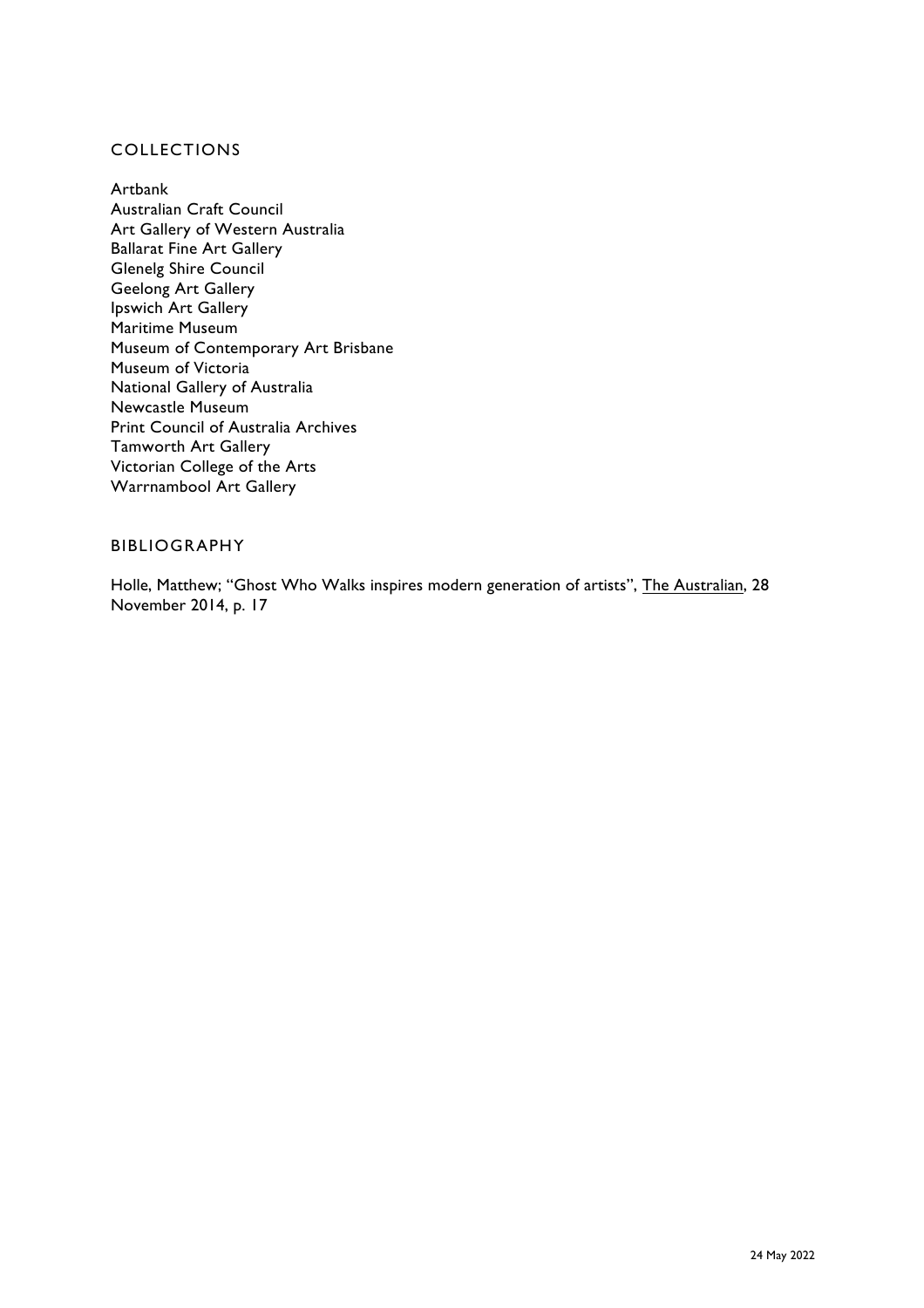## COLLECTIONS

Artbank
Australian Craft Council
Art Gallery of Western Australia
Ballarat Fine Art Gallery
Glenelg Shire Council
Geelong Art Gallery
Ipswich Art Gallery
Maritime Museum
Museum of Contemporary Art Brisbane
Museum of Victoria
National Gallery of Australia
Newcastle Museum
Print Council of Australia Archives
Tamworth Art Gallery
Victorian College of the Arts
Warrnambool Art Gallery

## BIBLIOGRAPHY

Holle, Matthew; "Ghost Who Walks inspires modern generation of artists", The Australian, 28 November 2014, p. 17

24 May 2022